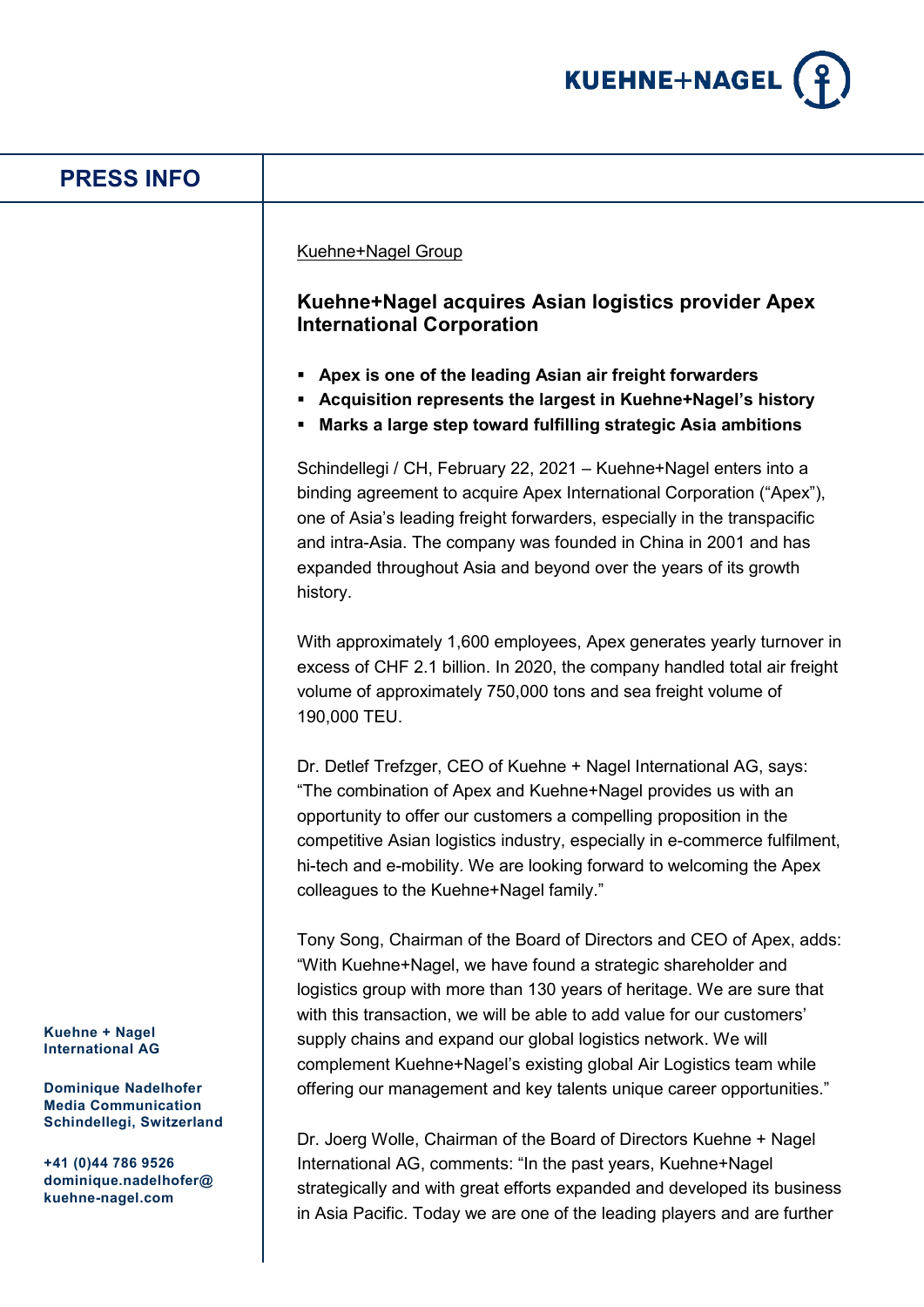**PRESS INFO**

Kuehne+Nagel Group

## Kuehne+Nagel acquires Asian logistics provider Apex International Corporation

- **Apex is one of the leading Asian air freight forwarders**
- **Acquisition represents the largest in Kuehne+Nagel's history**
- **Marks a large step toward fulfilling strategic Asia ambitions**

Schindellegi / CH, February 22, 2021 – Kuehne+Nagel enters into a binding agreement to acquire Apex International Corporation ("Apex"), one of Asia's leading freight forwarders, especially in the transpacific and intra-Asia. The company was founded in China in 2001 and has expanded throughout Asia and beyond over the years of its growth history.

With approximately 1,600 employees, Apex generates yearly turnover in excess of CHF 2.1 billion. In 2020, the company handled total air freight volume of approximately 750,000 tons and sea freight volume of 190,000 TEU.

Dr. Detlef Trefzger, CEO of Kuehne + Nagel International AG, says: "The combination of Apex and Kuehne+Nagel provides us with an opportunity to offer our customers a compelling proposition in the competitive Asian logistics industry, especially in e-commerce fulfilment, hi-tech and e-mobility. We are looking forward to welcoming the Apex colleagues to the Kuehne+Nagel family."

Tony Song, Chairman of the Board of Directors and CEO of Apex, adds: "With Kuehne+Nagel, we have found a strategic shareholder and logistics group with more than 130 years of heritage. We are sure that with this transaction, we will be able to add value for our customers' supply chains and expand our global logistics network. We will complement Kuehne+Nagel's existing global Air Logistics team while offering our management and key talents unique career opportunities."

Dr. Joerg Wolle, Chairman of the Board of Directors Kuehne + Nagel International AG, comments: "In the past years, Kuehne+Nagel strategically and with great efforts expanded and developed its business in Asia Pacific. Today we are one of the leading players and are further

**Kuehne + Nagel International AG**

**Dominique Nadelhofer**
**Media Communication**
**Schindellegi, Switzerland**

**+41 (0)44 786 9526**
**dominique.nadelhofer@kuehne-nagel.com**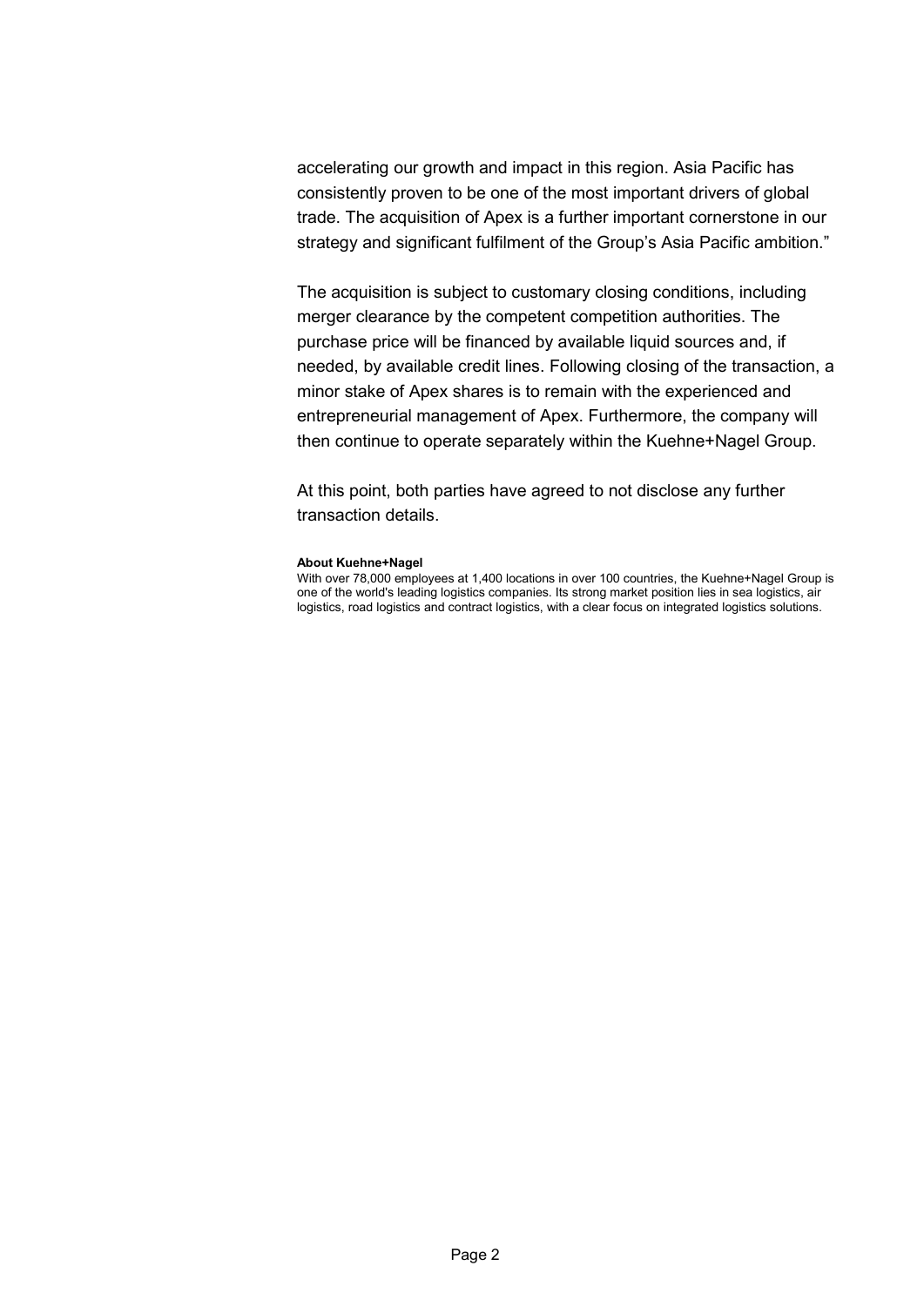accelerating our growth and impact in this region. Asia Pacific has consistently proven to be one of the most important drivers of global trade. The acquisition of Apex is a further important cornerstone in our strategy and significant fulfilment of the Group's Asia Pacific ambition."

The acquisition is subject to customary closing conditions, including merger clearance by the competent competition authorities. The purchase price will be financed by available liquid sources and, if needed, by available credit lines. Following closing of the transaction, a minor stake of Apex shares is to remain with the experienced and entrepreneurial management of Apex. Furthermore, the company will then continue to operate separately within the Kuehne+Nagel Group.

At this point, both parties have agreed to not disclose any further transaction details.

**About Kuehne+Nagel**

With over 78,000 employees at 1,400 locations in over 100 countries, the Kuehne+Nagel Group is one of the world's leading logistics companies. Its strong market position lies in sea logistics, air logistics, road logistics and contract logistics, with a clear focus on integrated logistics solutions.